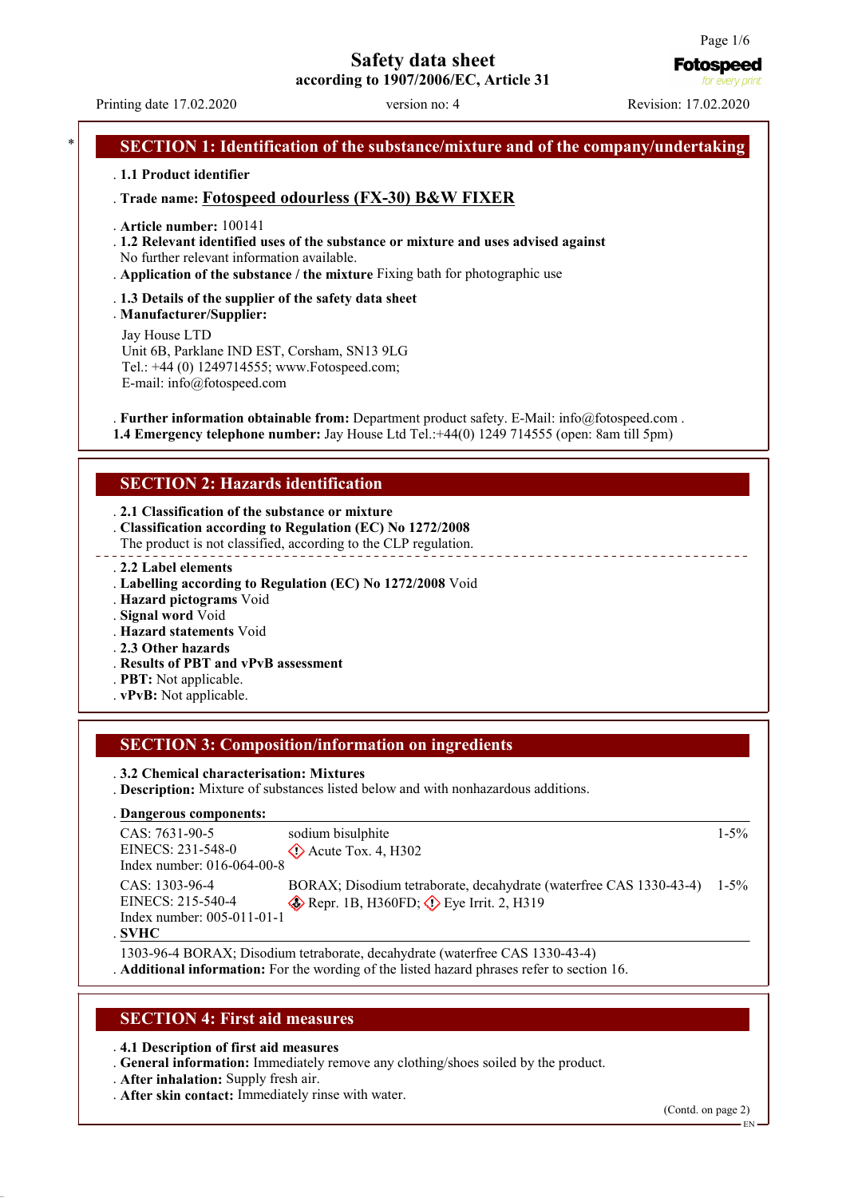# Safety data sheet

**according to 1907/2006/EC, Article 31**

Printing date 17.02.2020 | version no: 4 | Revision: 17.02.2020

## SECTION 1: Identification of the substance/mixture and of the company/undertaking

- **1.1 Product identifier**
- **Trade name: Fotospeed odourless (FX-30) B&W FIXER**
- **Article number:** 100141
- **1.2 Relevant identified uses of the substance or mixture and uses advised against**
  No further relevant information available.
- **Application of the substance / the mixture** Fixing bath for photographic use
- **1.3 Details of the supplier of the safety data sheet**
- **Manufacturer/Supplier:**

  Jay House LTD
  Unit 6B, Parklane IND EST, Corsham, SN13 9LG
  Tel.: +44 (0) 1249714555; www.Fotospeed.com;
  E-mail: info@fotospeed.com

- **Further information obtainable from:** Department product safety. E-Mail: info@fotospeed.com .
- **1.4 Emergency telephone number:** Jay House Ltd Tel.:+44(0) 1249 714555 (open: 8am till 5pm)

## SECTION 2: Hazards identification

- **2.1 Classification of the substance or mixture**
- **Classification according to Regulation (EC) No 1272/2008**
  The product is not classified, according to the CLP regulation.
- **2.2 Label elements**
- **Labelling according to Regulation (EC) No 1272/2008** Void
- **Hazard pictograms** Void
- **Signal word** Void
- **Hazard statements** Void
- **2.3 Other hazards**
- **Results of PBT and vPvB assessment**
- **PBT:** Not applicable.
- **vPvB:** Not applicable.

## SECTION 3: Composition/information on ingredients

- **3.2 Chemical characterisation: Mixtures**
- **Description:** Mixture of substances listed below and with nonhazardous additions.
- **Dangerous components:**

| Identifiers | Substance / Classification | Concentration |
|---|---|---|
| CAS: 7631-90-5<br>EINECS: 231-548-0<br>Index number: 016-064-00-8 | sodium bisulphite<br>Acute Tox. 4, H302 | 1-5% |
| CAS: 1303-96-4<br>EINECS: 215-540-4<br>Index number: 005-011-01-1 | BORAX; Disodium tetraborate, decahydrate (waterfree CAS 1330-43-4)<br>Repr. 1B, H360FD; Eye Irrit. 2, H319 | 1-5% |

- **SVHC**

  1303-96-4 BORAX; Disodium tetraborate, decahydrate (waterfree CAS 1330-43-4)
- **Additional information:** For the wording of the listed hazard phrases refer to section 16.

## SECTION 4: First aid measures

- **4.1 Description of first aid measures**
- **General information:** Immediately remove any clothing/shoes soiled by the product.
- **After inhalation:** Supply fresh air.
- **After skin contact:** Immediately rinse with water.

(Contd. on page 2)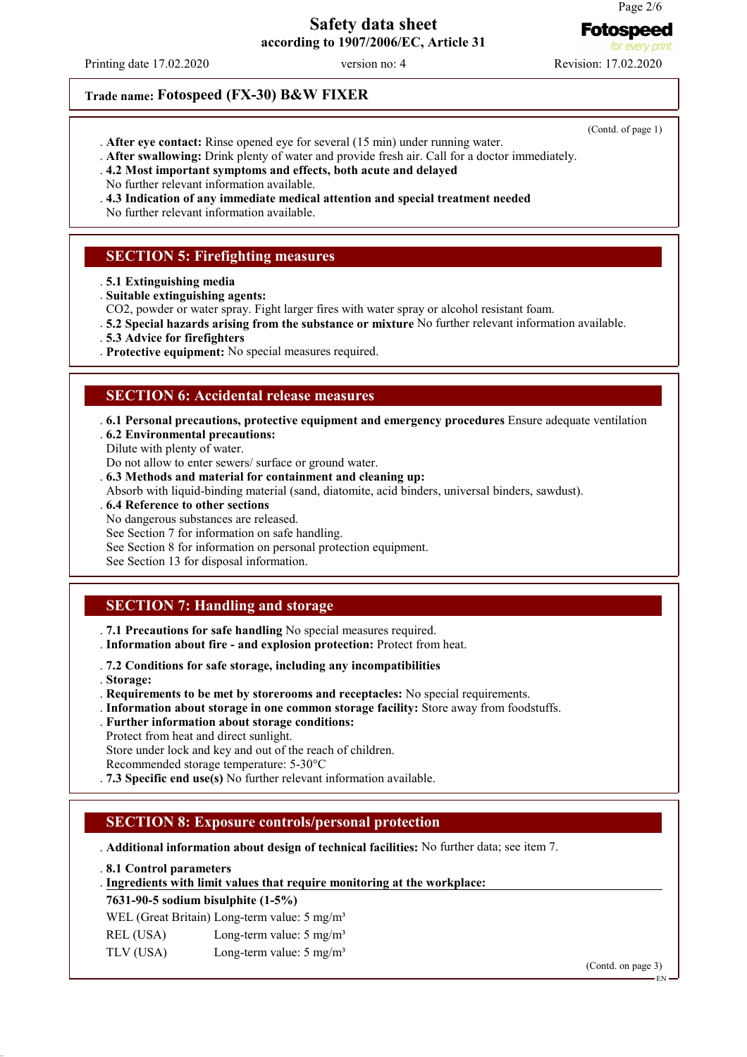**Trade name: Fotospeed (FX-30) B&W FIXER**

(Contd. of page 1)

- **After eye contact:** Rinse opened eye for several (15 min) under running water.
- **After swallowing:** Drink plenty of water and provide fresh air. Call for a doctor immediately.
- **4.2 Most important symptoms and effects, both acute and delayed**
  No further relevant information available.
- **4.3 Indication of any immediate medical attention and special treatment needed**
  No further relevant information available.

## SECTION 5: Firefighting measures

- **5.1 Extinguishing media**
- **Suitable extinguishing agents:**
  $CO_2$, powder or water spray. Fight larger fires with water spray or alcohol resistant foam.
- **5.2 Special hazards arising from the substance or mixture** No further relevant information available.
- **5.3 Advice for firefighters**
- **Protective equipment:** No special measures required.

## SECTION 6: Accidental release measures

- **6.1 Personal precautions, protective equipment and emergency procedures** Ensure adequate ventilation
- **6.2 Environmental precautions:**
  Dilute with plenty of water.
  Do not allow to enter sewers/ surface or ground water.
- **6.3 Methods and material for containment and cleaning up:**
  Absorb with liquid-binding material (sand, diatomite, acid binders, universal binders, sawdust).
- **6.4 Reference to other sections**
  No dangerous substances are released.
  See Section 7 for information on safe handling.
  See Section 8 for information on personal protection equipment.
  See Section 13 for disposal information.

## SECTION 7: Handling and storage

- **7.1 Precautions for safe handling** No special measures required.
- **Information about fire - and explosion protection:** Protect from heat.

- **7.2 Conditions for safe storage, including any incompatibilities**
- **Storage:**
- **Requirements to be met by storerooms and receptacles:** No special requirements.
- **Information about storage in one common storage facility:** Store away from foodstuffs.
- **Further information about storage conditions:**
  Protect from heat and direct sunlight.
  Store under lock and key and out of the reach of children.
  Recommended storage temperature: 5-30°C
- **7.3 Specific end use(s)** No further relevant information available.

## SECTION 8: Exposure controls/personal protection

- **Additional information about design of technical facilities:** No further data; see item 7.

- **8.1 Control parameters**
- **Ingredients with limit values that require monitoring at the workplace:**

**7631-90-5 sodium bisulphite (1-5%)**

| | |
|---|---|
| WEL (Great Britain) | Long-term value: 5 mg/m³ |
| REL (USA) | Long-term value: 5 mg/m³ |
| TLV (USA) | Long-term value: 5 mg/m³ |

(Contd. on page 3)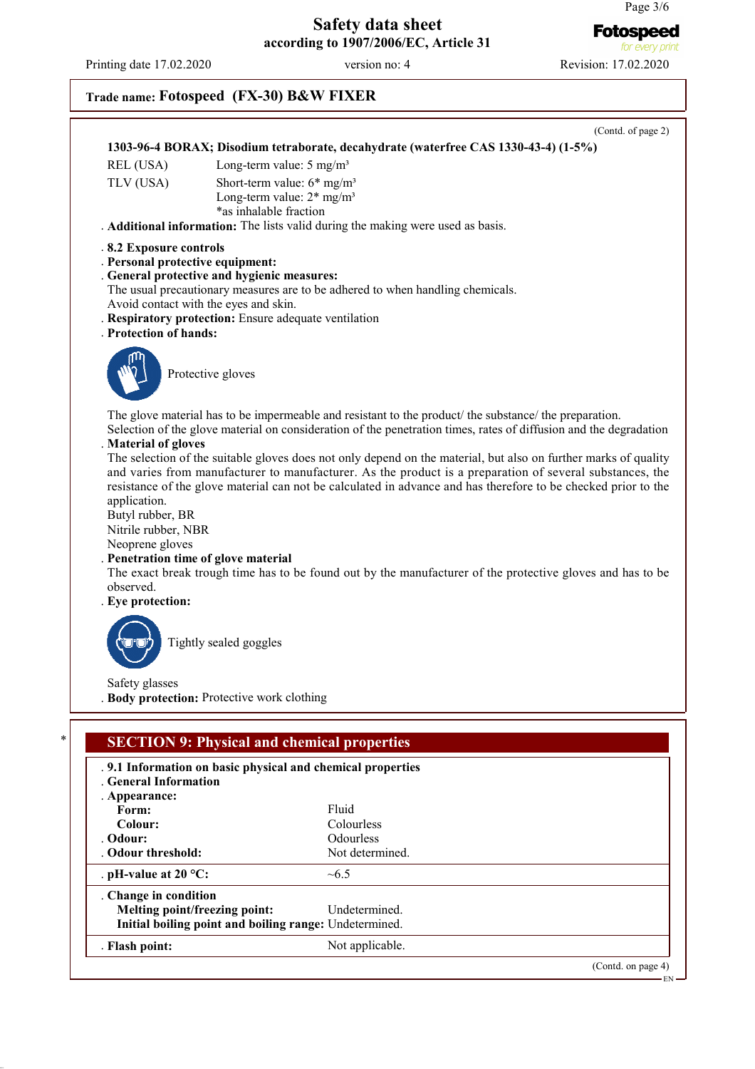Trade name: **Fotospeed (FX-30) B&W FIXER**

(Contd. of page 2)

**1303-96-4 BORAX; Disodium tetraborate, decahydrate (waterfree CAS 1330-43-4) (1-5%)**

| | |
|---|---|
| REL (USA) | Long-term value: 5 mg/m³ |
| TLV (USA) | Short-term value: 6* mg/m³<br>Long-term value: 2* mg/m³<br>*as inhalable fraction |

. **Additional information:** The lists valid during the making were used as basis.

. **8.2 Exposure controls**
. **Personal protective equipment:**
. **General protective and hygienic measures:**
The usual precautionary measures are to be adhered to when handling chemicals.
Avoid contact with the eyes and skin.
. **Respiratory protection:** Ensure adequate ventilation
. **Protection of hands:**

Protective gloves

The glove material has to be impermeable and resistant to the product/ the substance/ the preparation.
Selection of the glove material on consideration of the penetration times, rates of diffusion and the degradation
. **Material of gloves**
The selection of the suitable gloves does not only depend on the material, but also on further marks of quality and varies from manufacturer to manufacturer. As the product is a preparation of several substances, the resistance of the glove material can not be calculated in advance and has therefore to be checked prior to the application.
Butyl rubber, BR
Nitrile rubber, NBR
Neoprene gloves
. **Penetration time of glove material**
The exact break trough time has to be found out by the manufacturer of the protective gloves and has to be observed.
. **Eye protection:**

Tightly sealed goggles

Safety glasses
. **Body protection:** Protective work clothing

## SECTION 9: Physical and chemical properties

. **9.1 Information on basic physical and chemical properties**
. **General Information**
. **Appearance:**

| | |
|---|---|
| **Form:** | Fluid |
| **Colour:** | Colourless |
| . **Odour:** | Odourless |
| . **Odour threshold:** | Not determined. |
| . **pH-value at 20 °C:** | ~6.5 |
| . **Change in condition** | |
| **Melting point/freezing point:** | Undetermined. |
| **Initial boiling point and boiling range:** | Undetermined. |
| . **Flash point:** | Not applicable. |

(Contd. on page 4)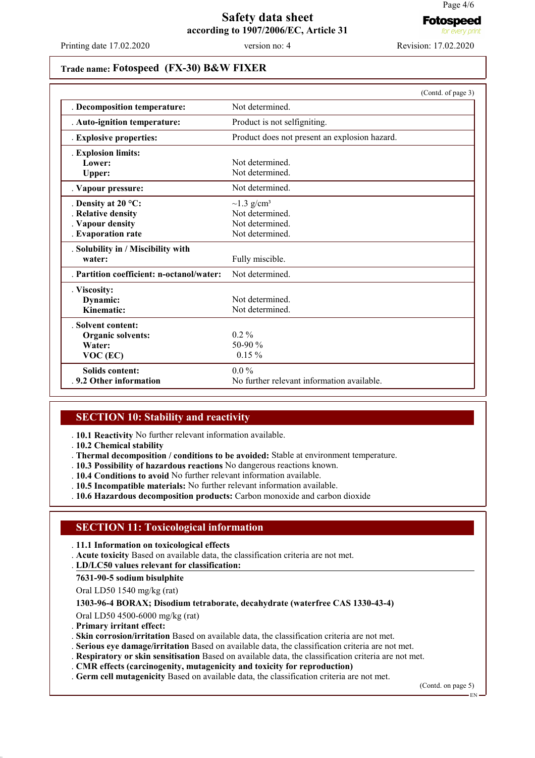**Trade name: Fotospeed (FX-30) B&W FIXER**

(Contd. of page 3)

| | |
|---|---|
| . **Decomposition temperature:** | Not determined. |
| . **Auto-ignition temperature:** | Product is not selfigniting. |
| . **Explosive properties:** | Product does not present an explosion hazard. |
| . **Explosion limits:** | |
| **Lower:** | Not determined. |
| **Upper:** | Not determined. |
| . **Vapour pressure:** | Not determined. |
| . **Density at 20 °C:** | ~1.3 g/cm³ |
| . **Relative density** | Not determined. |
| . **Vapour density** | Not determined. |
| . **Evaporation rate** | Not determined. |
| . **Solubility in / Miscibility with water:** | Fully miscible. |
| . **Partition coefficient: n-octanol/water:** | Not determined. |
| . **Viscosity:** | |
| **Dynamic:** | Not determined. |
| **Kinematic:** | Not determined. |
| . **Solvent content:** | |
| **Organic solvents:** | 0.2 % |
| **Water:** | 50-90 % |
| **VOC (EC)** | 0.15 % |
| **Solids content:** | 0.0 % |
| . **9.2 Other information** | No further relevant information available. |

## SECTION 10: Stability and reactivity

. **10.1 Reactivity** No further relevant information available.
. **10.2 Chemical stability**
. **Thermal decomposition / conditions to be avoided:** Stable at environment temperature.
. **10.3 Possibility of hazardous reactions** No dangerous reactions known.
. **10.4 Conditions to avoid** No further relevant information available.
. **10.5 Incompatible materials:** No further relevant information available.
. **10.6 Hazardous decomposition products:** Carbon monoxide and carbon dioxide

## SECTION 11: Toxicological information

. **11.1 Information on toxicological effects**
. **Acute toxicity** Based on available data, the classification criteria are not met.
. **LD/LC50 values relevant for classification:**

**7631-90-5 sodium bisulphite**

Oral LD50 1540 mg/kg (rat)

**1303-96-4 BORAX; Disodium tetraborate, decahydrate (waterfree CAS 1330-43-4)**

Oral LD50 4500-6000 mg/kg (rat)

. **Primary irritant effect:**
. **Skin corrosion/irritation** Based on available data, the classification criteria are not met.
. **Serious eye damage/irritation** Based on available data, the classification criteria are not met.
. **Respiratory or skin sensitisation** Based on available data, the classification criteria are not met.
. **CMR effects (carcinogenity, mutagenicity and toxicity for reproduction)**
. **Germ cell mutagenicity** Based on available data, the classification criteria are not met.

(Contd. on page 5)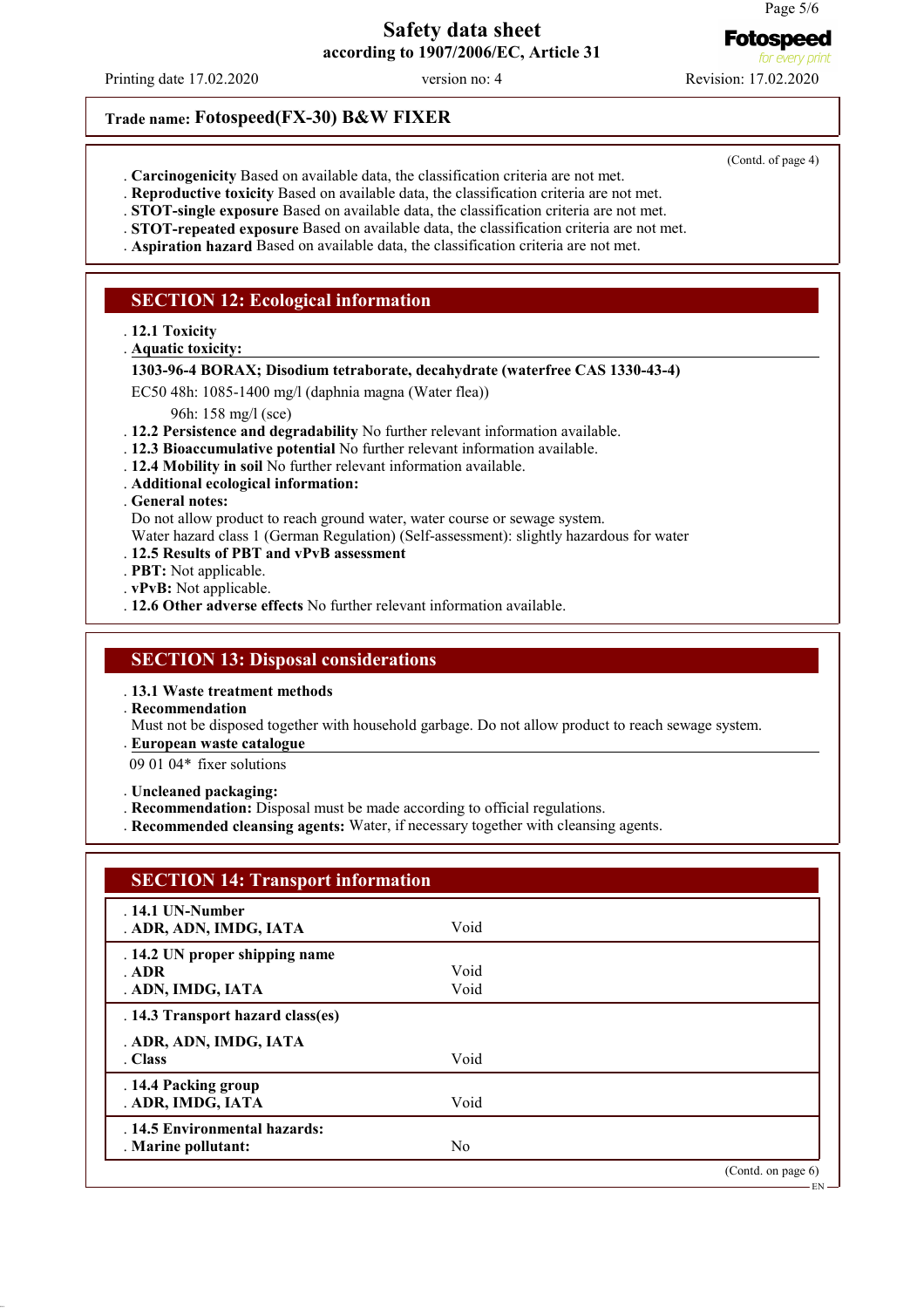**Trade name: Fotospeed(FX-30) B&W FIXER**

(Contd. of page 4)

- **Carcinogenicity** Based on available data, the classification criteria are not met.
- **Reproductive toxicity** Based on available data, the classification criteria are not met.
- **STOT-single exposure** Based on available data, the classification criteria are not met.
- **STOT-repeated exposure** Based on available data, the classification criteria are not met.
- **Aspiration hazard** Based on available data, the classification criteria are not met.

## SECTION 12: Ecological information

- **12.1 Toxicity**
- **Aquatic toxicity:**

**1303-96-4 BORAX; Disodium tetraborate, decahydrate (waterfree CAS 1330-43-4)**

EC50 48h: 1085-1400 mg/l (daphnia magna (Water flea))

96h: 158 mg/l (sce)

- **12.2 Persistence and degradability** No further relevant information available.
- **12.3 Bioaccumulative potential** No further relevant information available.
- **12.4 Mobility in soil** No further relevant information available.
- **Additional ecological information:**
- **General notes:**

Do not allow product to reach ground water, water course or sewage system.
Water hazard class 1 (German Regulation) (Self-assessment): slightly hazardous for water

- **12.5 Results of PBT and vPvB assessment**
- **PBT:** Not applicable.
- **vPvB:** Not applicable.
- **12.6 Other adverse effects** No further relevant information available.

## SECTION 13: Disposal considerations

- **13.1 Waste treatment methods**
- **Recommendation**

Must not be disposed together with household garbage. Do not allow product to reach sewage system.

- **European waste catalogue**

09 01 04* fixer solutions

- **Uncleaned packaging:**
- **Recommendation:** Disposal must be made according to official regulations.
- **Recommended cleansing agents:** Water, if necessary together with cleansing agents.

## SECTION 14: Transport information

| | |
|---|---|
| **14.1 UN-Number** | |
| **ADR, ADN, IMDG, IATA** | Void |
| **14.2 UN proper shipping name** | |
| **ADR** | Void |
| **ADN, IMDG, IATA** | Void |
| **14.3 Transport hazard class(es)** | |
| **ADR, ADN, IMDG, IATA** | |
| **Class** | Void |
| **14.4 Packing group** | |
| **ADR, IMDG, IATA** | Void |
| **14.5 Environmental hazards:** | |
| **Marine pollutant:** | No |

(Contd. on page 6)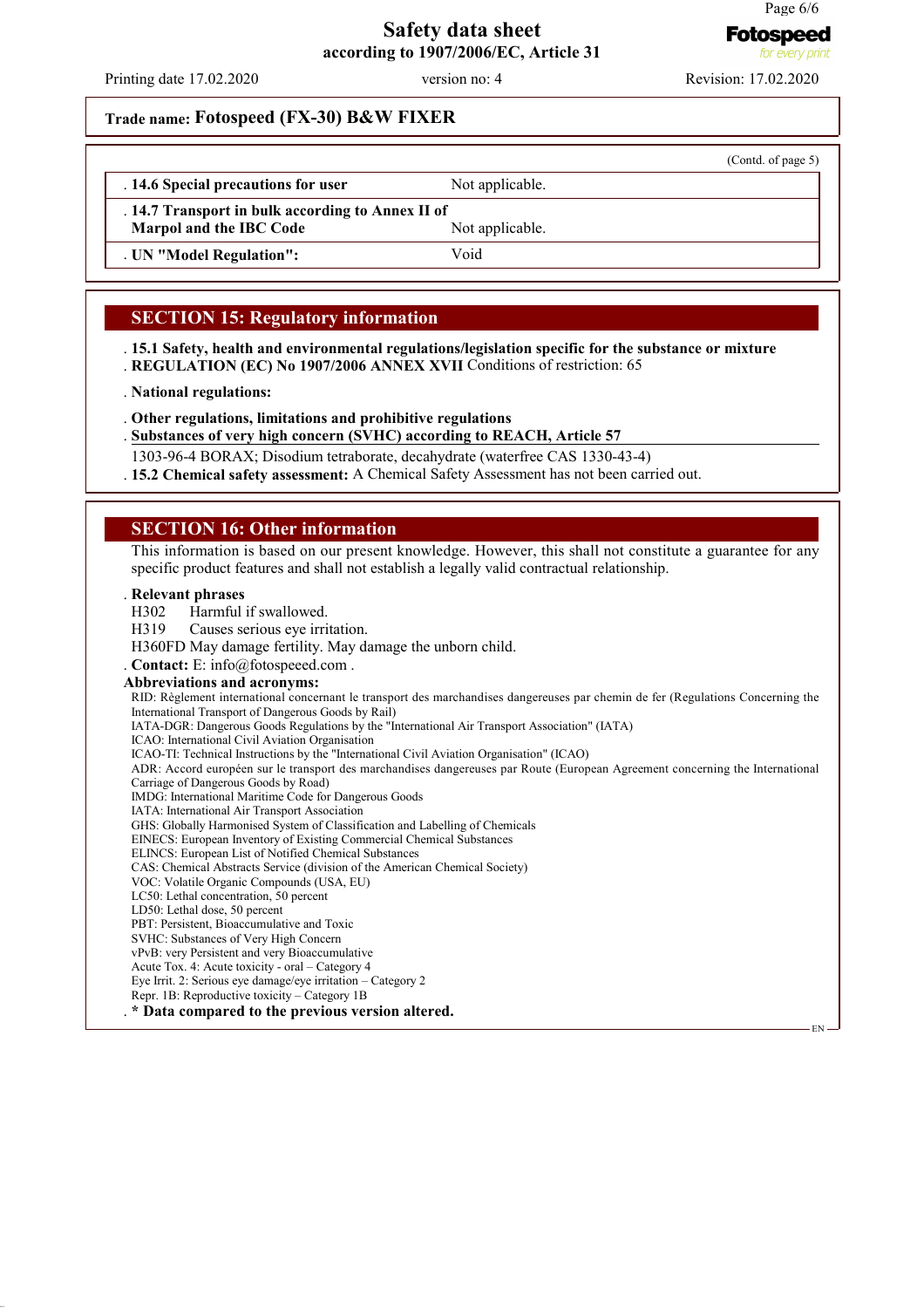Trade name: **Fotospeed (FX-30) B&W FIXER**

(Contd. of page 5)

| | |
|---|---|
| . **14.6 Special precautions for user** | Not applicable. |
| . **14.7 Transport in bulk according to Annex II of Marpol and the IBC Code** | Not applicable. |
| . **UN "Model Regulation":** | Void |

## SECTION 15: Regulatory information

. **15.1 Safety, health and environmental regulations/legislation specific for the substance or mixture**
. **REGULATION (EC) No 1907/2006 ANNEX XVII** Conditions of restriction: 65

. **National regulations:**

. **Other regulations, limitations and prohibitive regulations**
. **Substances of very high concern (SVHC) according to REACH, Article 57**

1303-96-4 BORAX; Disodium tetraborate, decahydrate (waterfree CAS 1330-43-4)
. **15.2 Chemical safety assessment:** A Chemical Safety Assessment has not been carried out.

## SECTION 16: Other information

This information is based on our present knowledge. However, this shall not constitute a guarantee for any specific product features and shall not establish a legally valid contractual relationship.

. **Relevant phrases**
H302 Harmful if swallowed.
H319 Causes serious eye irritation.
H360FD May damage fertility. May damage the unborn child.
. **Contact:** E: info@fotospeeed.com .
**Abbreviations and acronyms:**
RID: Règlement international concernant le transport des marchandises dangereuses par chemin de fer (Regulations Concerning the International Transport of Dangerous Goods by Rail)
IATA-DGR: Dangerous Goods Regulations by the "International Air Transport Association" (IATA)
ICAO: International Civil Aviation Organisation
ICAO-TI: Technical Instructions by the "International Civil Aviation Organisation" (ICAO)
ADR: Accord européen sur le transport des marchandises dangereuses par Route (European Agreement concerning the International Carriage of Dangerous Goods by Road)
IMDG: International Maritime Code for Dangerous Goods
IATA: International Air Transport Association
GHS: Globally Harmonised System of Classification and Labelling of Chemicals
EINECS: European Inventory of Existing Commercial Chemical Substances
ELINCS: European List of Notified Chemical Substances
CAS: Chemical Abstracts Service (division of the American Chemical Society)
VOC: Volatile Organic Compounds (USA, EU)
LC50: Lethal concentration, 50 percent
LD50: Lethal dose, 50 percent
PBT: Persistent, Bioaccumulative and Toxic
SVHC: Substances of Very High Concern
vPvB: very Persistent and very Bioaccumulative
Acute Tox. 4: Acute toxicity - oral – Category 4
Eye Irrit. 2: Serious eye damage/eye irritation – Category 2
Repr. 1B: Reproductive toxicity – Category 1B
. **\* Data compared to the previous version altered.**